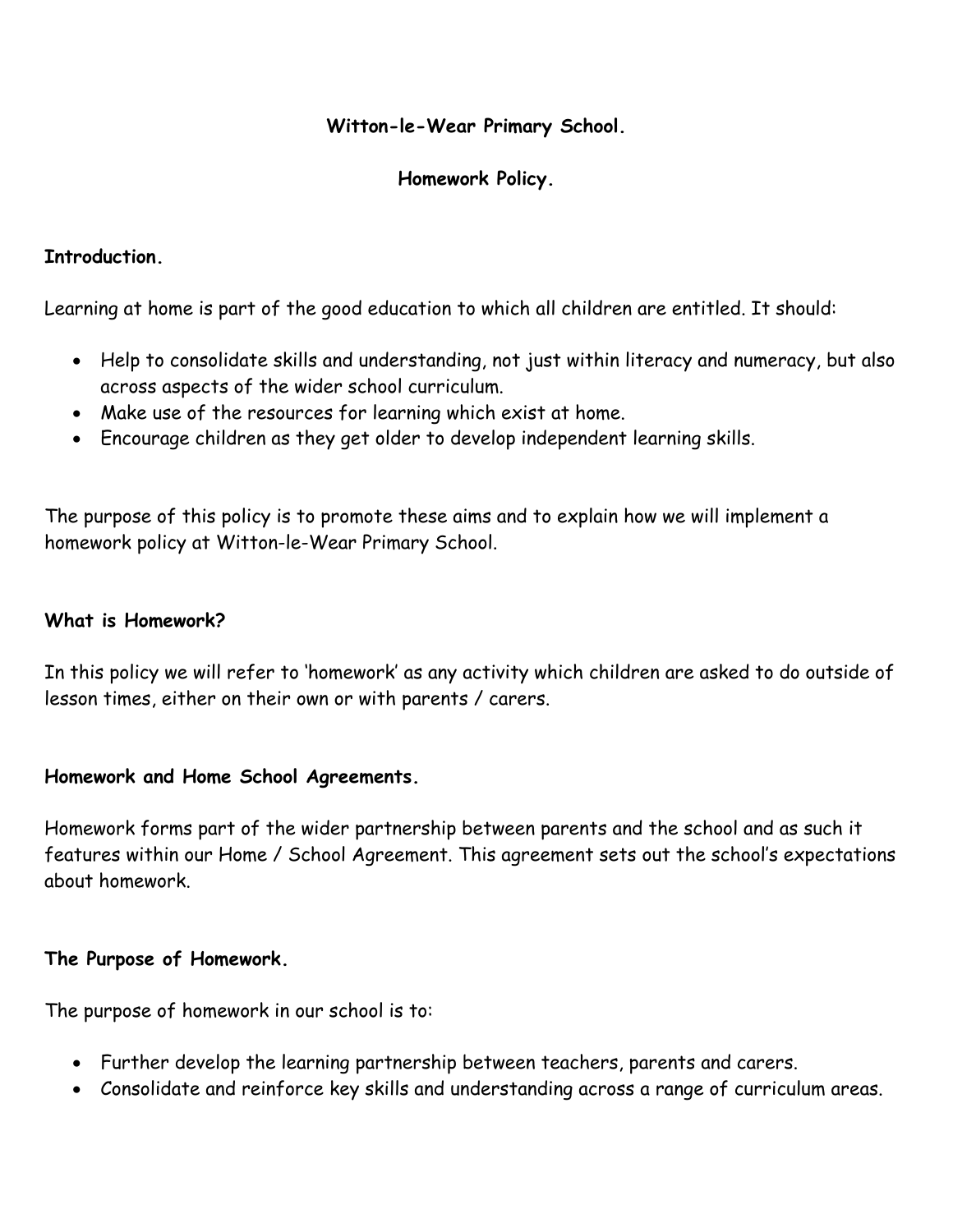# Witton-le-Wear Primary School.

## Homework Policy.

### Introduction.

Learning at home is part of the good education to which all children are entitled. It should:

- Help to consolidate skills and understanding, not just within literacy and numeracy, but also across aspects of the wider school curriculum.
- Make use of the resources for learning which exist at home.
- Encourage children as they get older to develop independent learning skills.

The purpose of this policy is to promote these aims and to explain how we will implement a homework policy at Witton-le-Wear Primary School.

### What is Homework?

In this policy we will refer to 'homework' as any activity which children are asked to do outside of lesson times, either on their own or with parents / carers.

### Homework and Home School Agreements.

Homework forms part of the wider partnership between parents and the school and as such it features within our Home / School Agreement. This agreement sets out the school's expectations about homework.

### The Purpose of Homework.

The purpose of homework in our school is to:

- Further develop the learning partnership between teachers, parents and carers.
- Consolidate and reinforce key skills and understanding across a range of curriculum areas.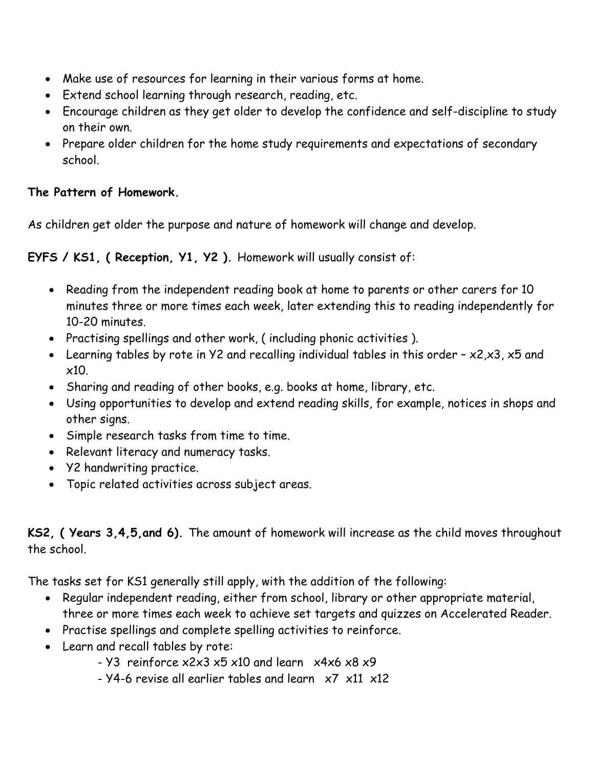- Make use of resources for learning in their various forms at home.
- Extend school learning through research, reading, etc.
- Encourage children as they get older to develop the confidence and self-discipline to study on their own.
- Prepare older children for the home study requirements and expectations of secondary school.

**The Pattern of Homework.**

As children get older the purpose and nature of homework will change and develop.

**EYFS / KS1, ( Reception, Y1, Y2 ).** Homework will usually consist of:

- Reading from the independent reading book at home to parents or other carers for 10 minutes three or more times each week, later extending this to reading independently for 10-20 minutes.
- Practising spellings and other work, ( including phonic activities ).
- Learning tables by rote in Y2 and recalling individual tables in this order – x2,x3, x5 and x10.
- Sharing and reading of other books, e.g. books at home, library, etc.
- Using opportunities to develop and extend reading skills, for example, notices in shops and other signs.
- Simple research tasks from time to time.
- Relevant literacy and numeracy tasks.
- Y2 handwriting practice.
- Topic related activities across subject areas.

**KS2, ( Years 3,4,5,and 6).** The amount of homework will increase as the child moves throughout the school.

The tasks set for KS1 generally still apply, with the addition of the following:

- Regular independent reading, either from school, library or other appropriate material, three or more times each week to achieve set targets and quizzes on Accelerated Reader.
- Practise spellings and complete spelling activities to reinforce.
- Learn and recall tables by rote:
  - Y3 reinforce x2x3 x5 x10 and learn x4x6 x8 x9
  - Y4-6 revise all earlier tables and learn x7 x11 x12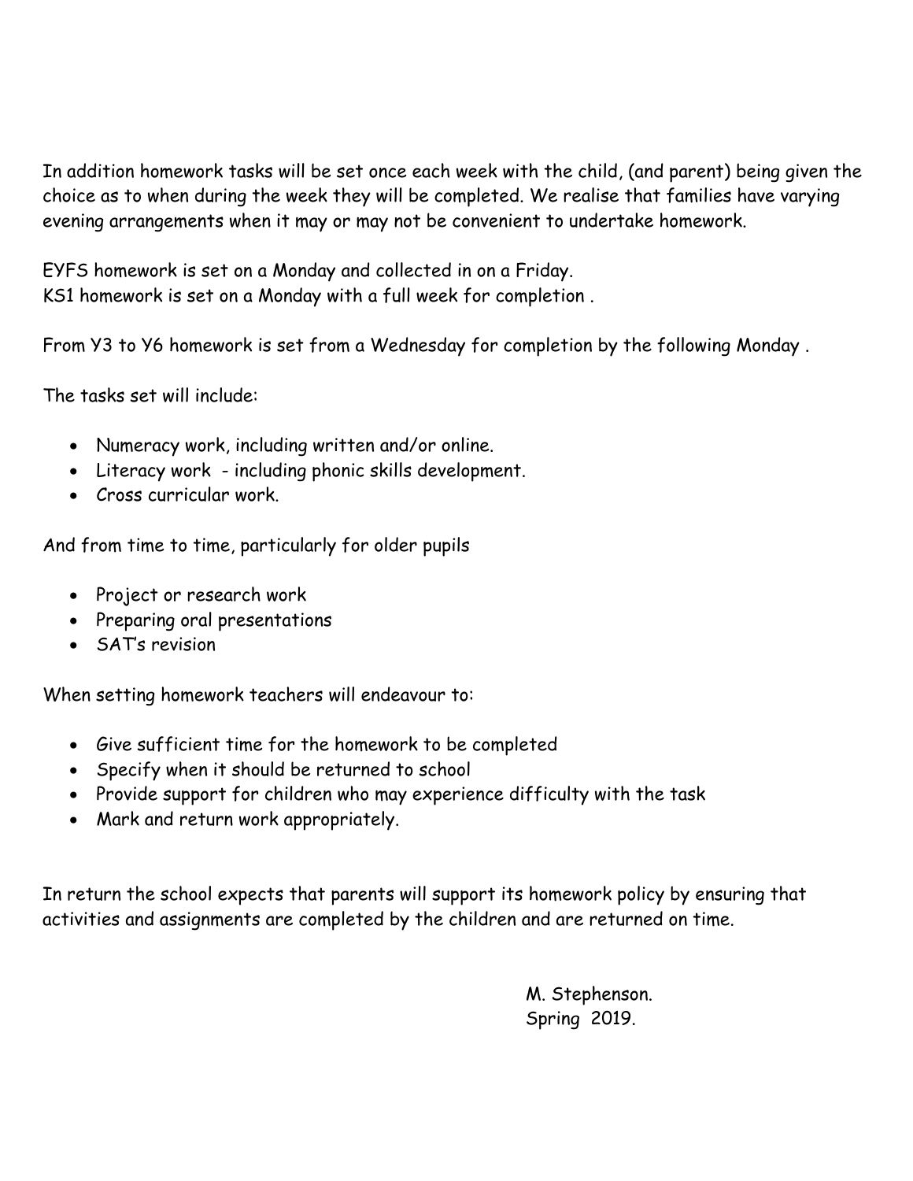In addition homework tasks will be set once each week with the child, (and parent) being given the choice as to when during the week they will be completed. We realise that families have varying evening arrangements when it may or may not be convenient to undertake homework.

EYFS homework is set on a Monday and collected in on a Friday.
KS1 homework is set on a Monday with a full week for completion .

From Y3 to Y6 homework is set from a Wednesday for completion by the following Monday .

The tasks set will include:

- Numeracy work, including written and/or online.
- Literacy work - including phonic skills development.
- Cross curricular work.

And from time to time, particularly for older pupils

- Project or research work
- Preparing oral presentations
- SAT's revision

When setting homework teachers will endeavour to:

- Give sufficient time for the homework to be completed
- Specify when it should be returned to school
- Provide support for children who may experience difficulty with the task
- Mark and return work appropriately.

In return the school expects that parents will support its homework policy by ensuring that activities and assignments are completed by the children and are returned on time.

M. Stephenson.
Spring 2019.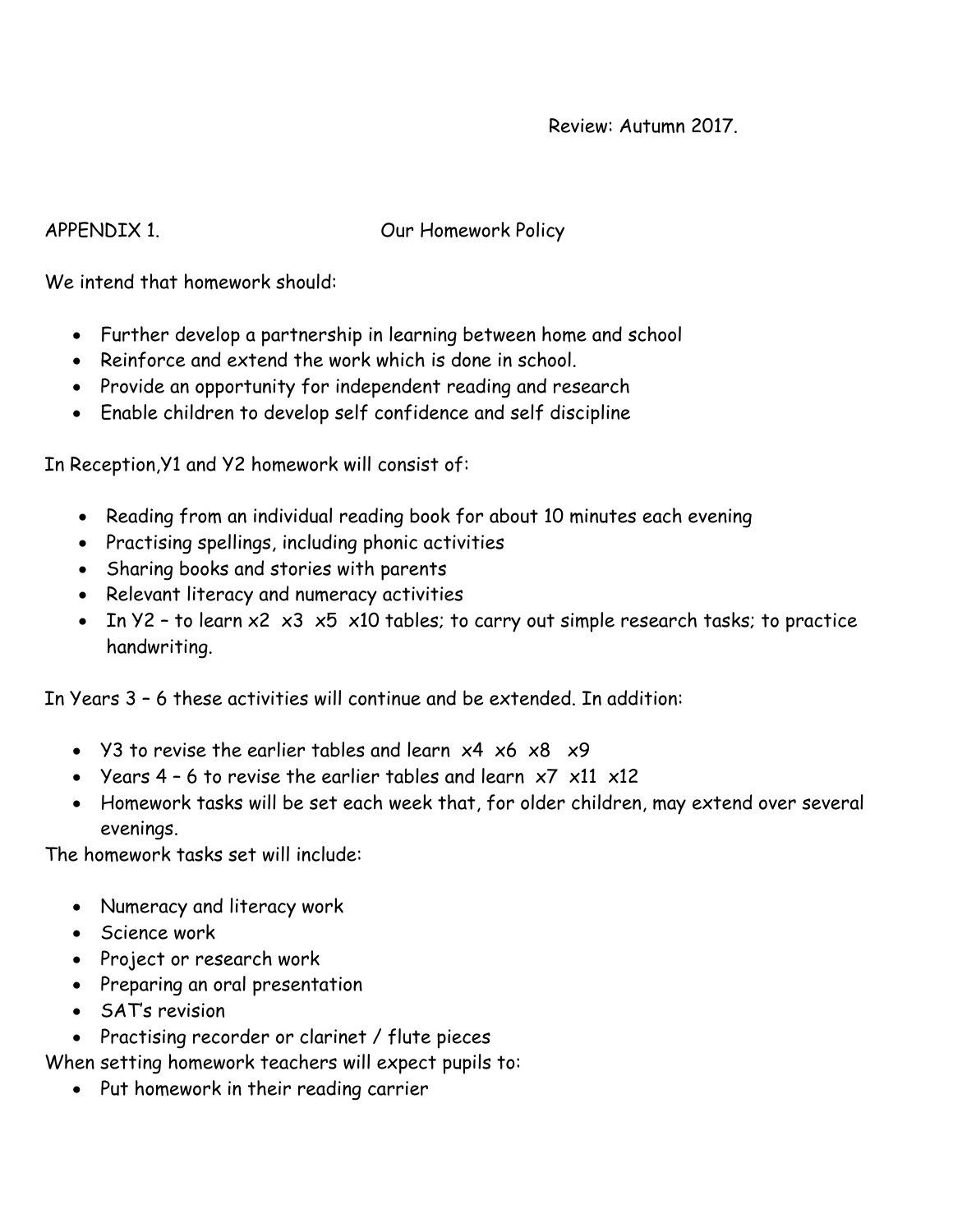Review: Autumn 2017.

APPENDIX 1. Our Homework Policy

We intend that homework should:

- Further develop a partnership in learning between home and school
- Reinforce and extend the work which is done in school.
- Provide an opportunity for independent reading and research
- Enable children to develop self confidence and self discipline

In Reception,Y1 and Y2 homework will consist of:

- Reading from an individual reading book for about 10 minutes each evening
- Practising spellings, including phonic activities
- Sharing books and stories with parents
- Relevant literacy and numeracy activities
- In Y2 – to learn x2 x3 x5 x10 tables; to carry out simple research tasks; to practice handwriting.

In Years 3 – 6 these activities will continue and be extended. In addition:

- Y3 to revise the earlier tables and learn x4 x6 x8 x9
- Years 4 – 6 to revise the earlier tables and learn x7 x11 x12
- Homework tasks will be set each week that, for older children, may extend over several evenings.

The homework tasks set will include:

- Numeracy and literacy work
- Science work
- Project or research work
- Preparing an oral presentation
- SAT's revision
- Practising recorder or clarinet / flute pieces

When setting homework teachers will expect pupils to:

- Put homework in their reading carrier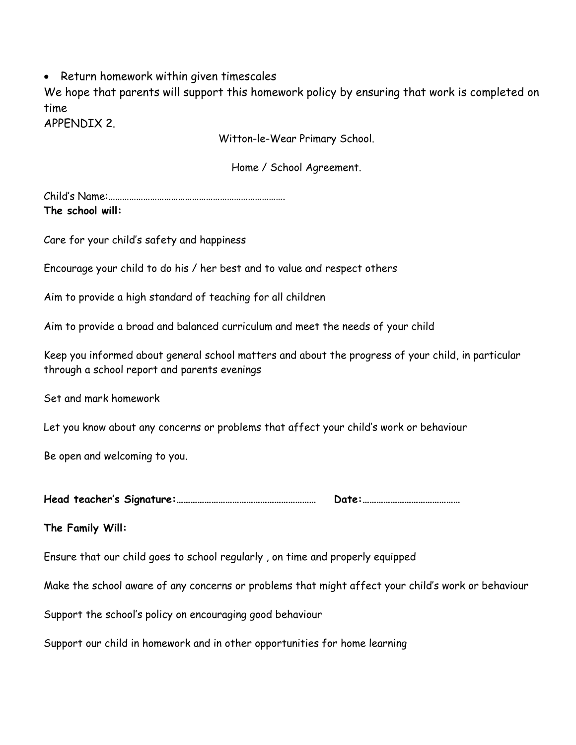- Return homework within given timescales

We hope that parents will support this homework policy by ensuring that work is completed on time

APPENDIX 2.

Witton-le-Wear Primary School.

Home / School Agreement.

Child's Name:…………………………………………………………………….

**The school will:**

Care for your child's safety and happiness

Encourage your child to do his / her best and to value and respect others

Aim to provide a high standard of teaching for all children

Aim to provide a broad and balanced curriculum and meet the needs of your child

Keep you informed about general school matters and about the progress of your child, in particular through a school report and parents evenings

Set and mark homework

Let you know about any concerns or problems that affect your child's work or behaviour

Be open and welcoming to you.

**Head teacher's Signature:**…………………………………………………… **Date:**…………………………………

**The Family Will:**

Ensure that our child goes to school regularly , on time and properly equipped

Make the school aware of any concerns or problems that might affect your child's work or behaviour

Support the school's policy on encouraging good behaviour

Support our child in homework and in other opportunities for home learning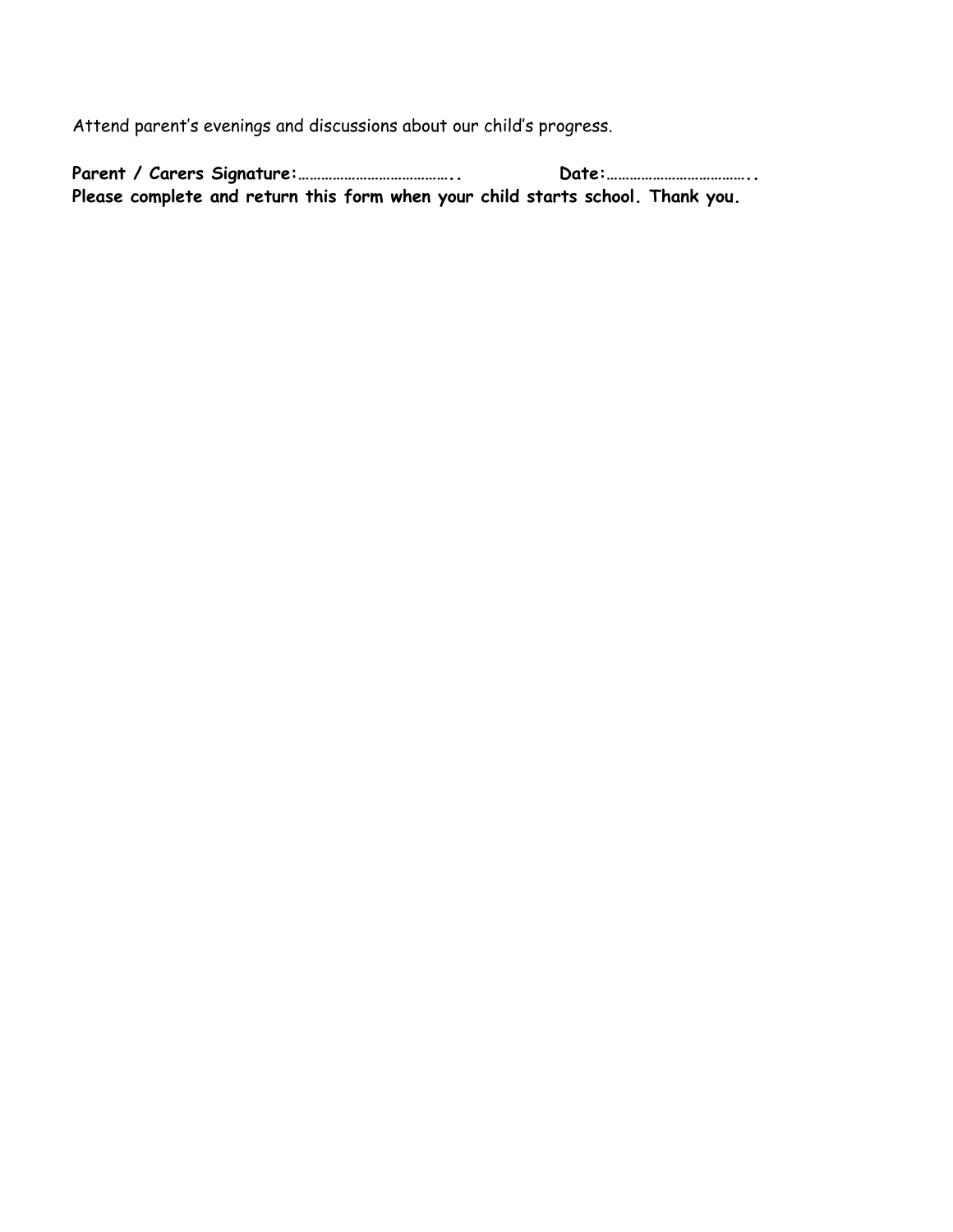Attend parent's evenings and discussions about our child's progress.

**Parent / Carers Signature:………………………………..                Date:……………………………..**
**Please complete and return this form when your child starts school. Thank you.**